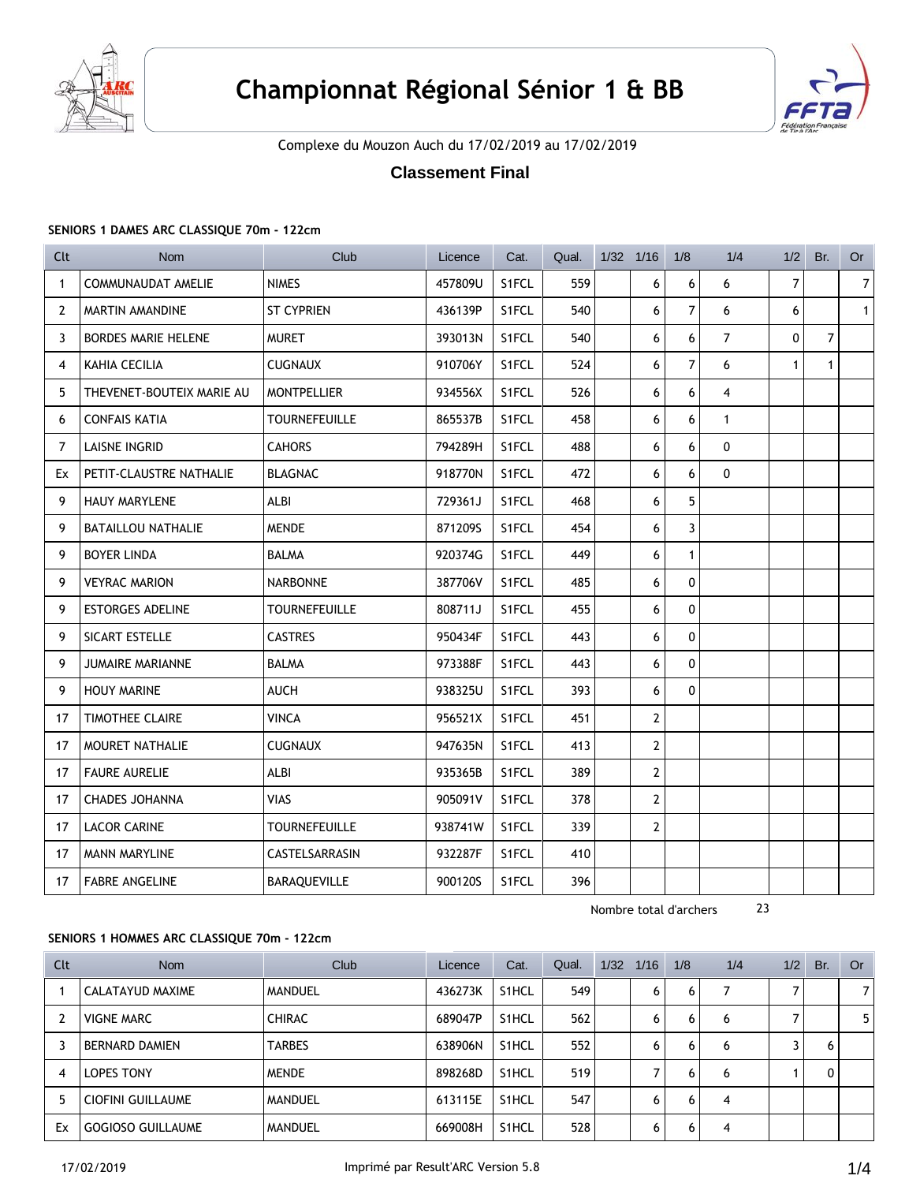# Championnat Régional Sénior 1 & BB

Complexe du Mouzon Auch du 17/02/2019 au 17/02/2019

### Classement Final

**SENIORS 1 DAMES ARC CLASSIQUE 70m - 122cm**

| Clt | Nom | Club | Licence | Cat. | Qual. | 1/32 | 1/16 | 1/8 | 1/4 | 1/2 | Br. | Or |
|---|---|---|---|---|---|---|---|---|---|---|---|---|
| 1 | COMMUNAUDAT AMELIE | NIMES | 457809U | S1FCL | 559 | | 6 | 6 | 6 | 7 | | 7 |
| 2 | MARTIN AMANDINE | ST CYPRIEN | 436139P | S1FCL | 540 | | 6 | 7 | 6 | 6 | | 1 |
| 3 | BORDES MARIE HELENE | MURET | 393013N | S1FCL | 540 | | 6 | 6 | 7 | 0 | 7 | |
| 4 | KAHIA CECILIA | CUGNAUX | 910706Y | S1FCL | 524 | | 6 | 7 | 6 | 1 | 1 | |
| 5 | THEVENET-BOUTEIX MARIE AU | MONTPELLIER | 934556X | S1FCL | 526 | | 6 | 6 | 4 | | | |
| 6 | CONFAIS KATIA | TOURNEFEUILLE | 865537B | S1FCL | 458 | | 6 | 6 | 1 | | | |
| 7 | LAISNE INGRID | CAHORS | 794289H | S1FCL | 488 | | 6 | 6 | 0 | | | |
| Ex | PETIT-CLAUSTRE NATHALIE | BLAGNAC | 918770N | S1FCL | 472 | | 6 | 6 | 0 | | | |
| 9 | HAUY MARYLENE | ALBI | 729361J | S1FCL | 468 | | 6 | 5 | | | | |
| 9 | BATAILLOU NATHALIE | MENDE | 871209S | S1FCL | 454 | | 6 | 3 | | | | |
| 9 | BOYER LINDA | BALMA | 920374G | S1FCL | 449 | | 6 | 1 | | | | |
| 9 | VEYRAC MARION | NARBONNE | 387706V | S1FCL | 485 | | 6 | 0 | | | | |
| 9 | ESTORGES ADELINE | TOURNEFEUILLE | 808711J | S1FCL | 455 | | 6 | 0 | | | | |
| 9 | SICART ESTELLE | CASTRES | 950434F | S1FCL | 443 | | 6 | 0 | | | | |
| 9 | JUMAIRE MARIANNE | BALMA | 973388F | S1FCL | 443 | | 6 | 0 | | | | |
| 9 | HOUY MARINE | AUCH | 938325U | S1FCL | 393 | | 6 | 0 | | | | |
| 17 | TIMOTHEE CLAIRE | VINCA | 956521X | S1FCL | 451 | | 2 | | | | | |
| 17 | MOURET NATHALIE | CUGNAUX | 947635N | S1FCL | 413 | | 2 | | | | | |
| 17 | FAURE AURELIE | ALBI | 935365B | S1FCL | 389 | | 2 | | | | | |
| 17 | CHADES JOHANNA | VIAS | 905091V | S1FCL | 378 | | 2 | | | | | |
| 17 | LACOR CARINE | TOURNEFEUILLE | 938741W | S1FCL | 339 | | 2 | | | | | |
| 17 | MANN MARYLINE | CASTELSARRASIN | 932287F | S1FCL | 410 | | | | | | | |
| 17 | FABRE ANGELINE | BARAQUEVILLE | 900120S | S1FCL | 396 | | | | | | | |

Nombre total d'archers 23

**SENIORS 1 HOMMES ARC CLASSIQUE 70m - 122cm**

| Clt | Nom | Club | Licence | Cat. | Qual. | 1/32 | 1/16 | 1/8 | 1/4 | 1/2 | Br. | Or |
|---|---|---|---|---|---|---|---|---|---|---|---|---|
| 1 | CALATAYUD MAXIME | MANDUEL | 436273K | S1HCL | 549 | | 6 | 6 | 7 | 7 | | 7 |
| 2 | VIGNE MARC | CHIRAC | 689047P | S1HCL | 562 | | 6 | 6 | 6 | 7 | | 5 |
| 3 | BERNARD DAMIEN | TARBES | 638906N | S1HCL | 552 | | 6 | 6 | 6 | 3 | 6 | |
| 4 | LOPES TONY | MENDE | 898268D | S1HCL | 519 | | 7 | 6 | 6 | 1 | 0 | |
| 5 | CIOFINI GUILLAUME | MANDUEL | 613115E | S1HCL | 547 | | 6 | 6 | 4 | | | |
| Ex | GOGIOSO GUILLAUME | MANDUEL | 669008H | S1HCL | 528 | | 6 | 6 | 4 | | | |

17/02/2019 Imprimé par Result'ARC Version 5.8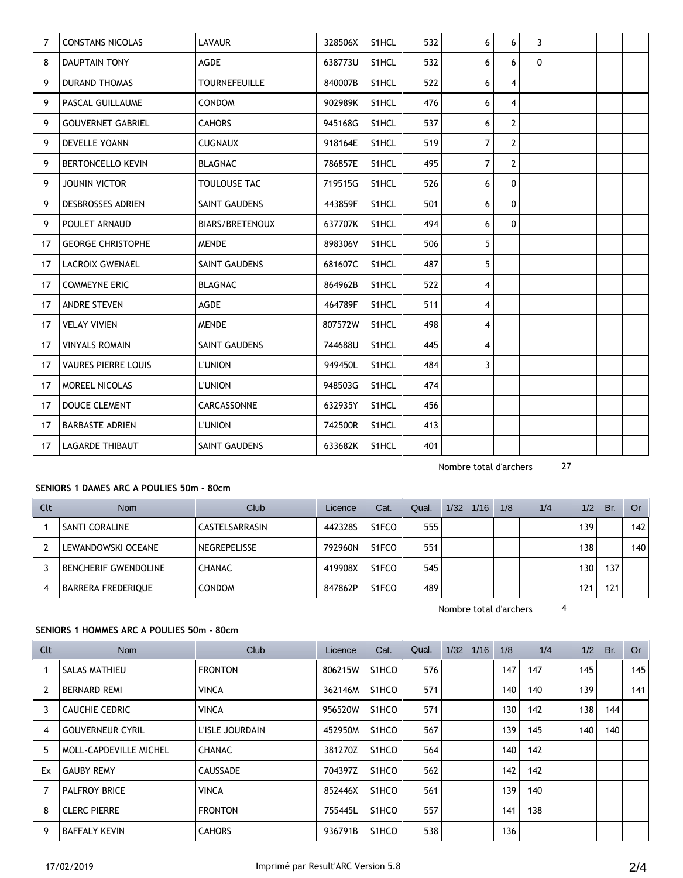| Clt | Nom | Club | Licence | Cat. | Qual. | 1/32 | 1/16 | 1/8 | 1/4 | 1/2 | Br. | Or |
|---|---|---|---|---|---|---|---|---|---|---|---|---|
| 7 | CONSTANS NICOLAS | LAVAUR | 328506X | S1HCL | 532 | | 6 | 6 | 3 | | | |
| 8 | DAUPTAIN TONY | AGDE | 638773U | S1HCL | 532 | | 6 | 6 | 0 | | | |
| 9 | DURAND THOMAS | TOURNEFEUILLE | 840007B | S1HCL | 522 | | 6 | 4 | | | | |
| 9 | PASCAL GUILLAUME | CONDOM | 902989K | S1HCL | 476 | | 6 | 4 | | | | |
| 9 | GOUVERNET GABRIEL | CAHORS | 945168G | S1HCL | 537 | | 6 | 2 | | | | |
| 9 | DEVELLE YOANN | CUGNAUX | 918164E | S1HCL | 519 | | 7 | 2 | | | | |
| 9 | BERTONCELLO KEVIN | BLAGNAC | 786857E | S1HCL | 495 | | 7 | 2 | | | | |
| 9 | JOUNIN VICTOR | TOULOUSE TAC | 719515G | S1HCL | 526 | | 6 | 0 | | | | |
| 9 | DESBROSSES ADRIEN | SAINT GAUDENS | 443859F | S1HCL | 501 | | 6 | 0 | | | | |
| 9 | POULET ARNAUD | BIARS/BRETENOUX | 637707K | S1HCL | 494 | | 6 | 0 | | | | |
| 17 | GEORGE CHRISTOPHE | MENDE | 898306V | S1HCL | 506 | | 5 | | | | | |
| 17 | LACROIX GWENAEL | SAINT GAUDENS | 681607C | S1HCL | 487 | | 5 | | | | | |
| 17 | COMMEYNE ERIC | BLAGNAC | 864962B | S1HCL | 522 | | 4 | | | | | |
| 17 | ANDRE STEVEN | AGDE | 464789F | S1HCL | 511 | | 4 | | | | | |
| 17 | VELAY VIVIEN | MENDE | 807572W | S1HCL | 498 | | 4 | | | | | |
| 17 | VINYALS ROMAIN | SAINT GAUDENS | 744688U | S1HCL | 445 | | 4 | | | | | |
| 17 | VAURES PIERRE LOUIS | L'UNION | 949450L | S1HCL | 484 | | 3 | | | | | |
| 17 | MOREEL NICOLAS | L'UNION | 948503G | S1HCL | 474 | | | | | | | |
| 17 | DOUCE CLEMENT | CARCASSONNE | 632935Y | S1HCL | 456 | | | | | | | |
| 17 | BARBASTE ADRIEN | L'UNION | 742500R | S1HCL | 413 | | | | | | | |
| 17 | LAGARDE THIBAUT | SAINT GAUDENS | 633682K | S1HCL | 401 | | | | | | | |

Nombre total d'archers 27

**SENIORS 1 DAMES ARC A POULIES 50m - 80cm**

| Clt | Nom | Club | Licence | Cat. | Qual. | 1/32 | 1/16 | 1/8 | 1/4 | 1/2 | Br. | Or |
|---|---|---|---|---|---|---|---|---|---|---|---|---|
| 1 | SANTI CORALINE | CASTELSARRASIN | 442328S | S1FCO | 555 | | | | | 139 | | 142 |
| 2 | LEWANDOWSKI OCEANE | NEGREPELISSE | 792960N | S1FCO | 551 | | | | | 138 | | 140 |
| 3 | BENCHERIF GWENDOLINE | CHANAC | 419908X | S1FCO | 545 | | | | | 130 | 137 | |
| 4 | BARRERA FREDERIQUE | CONDOM | 847862P | S1FCO | 489 | | | | | 121 | 121 | |

Nombre total d'archers 4

**SENIORS 1 HOMMES ARC A POULIES 50m - 80cm**

| Clt | Nom | Club | Licence | Cat. | Qual. | 1/32 | 1/16 | 1/8 | 1/4 | 1/2 | Br. | Or |
|---|---|---|---|---|---|---|---|---|---|---|---|---|
| 1 | SALAS MATHIEU | FRONTON | 806215W | S1HCO | 576 | | | 147 | 147 | 145 | | 145 |
| 2 | BERNARD REMI | VINCA | 362146M | S1HCO | 571 | | | 140 | 140 | 139 | | 141 |
| 3 | CAUCHIE CEDRIC | VINCA | 956520W | S1HCO | 571 | | | 130 | 142 | 138 | 144 | |
| 4 | GOUVERNEUR CYRIL | L'ISLE JOURDAIN | 452950M | S1HCO | 567 | | | 139 | 145 | 140 | 140 | |
| 5 | MOLL-CAPDEVILLE MICHEL | CHANAC | 381270Z | S1HCO | 564 | | | 140 | 142 | | | |
| Ex | GAUBY REMY | CAUSSADE | 704397Z | S1HCO | 562 | | | 142 | 142 | | | |
| 7 | PALFROY BRICE | VINCA | 852446X | S1HCO | 561 | | | 139 | 140 | | | |
| 8 | CLERC PIERRE | FRONTON | 755445L | S1HCO | 557 | | | 141 | 138 | | | |
| 9 | BAFFALY KEVIN | CAHORS | 936791B | S1HCO | 538 | | | 136 | | | | |

17/02/2019 Imprimé par Result'ARC Version 5.8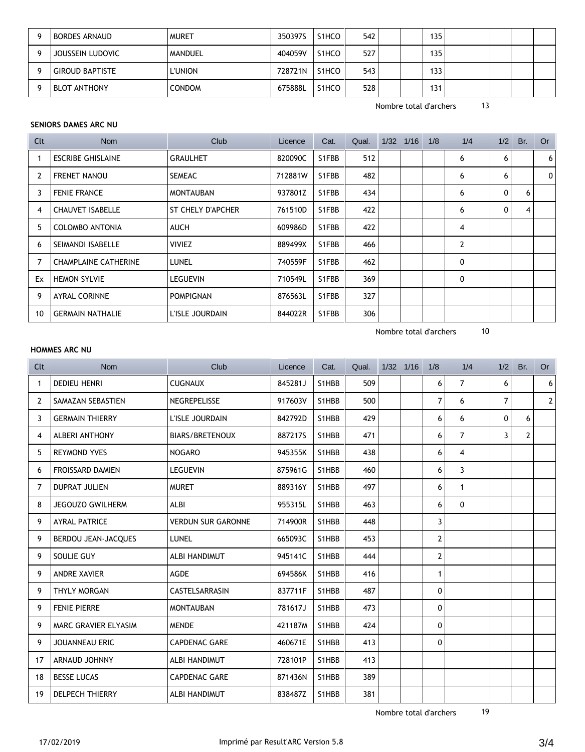| Clt | Nom | Club | Licence | Cat. | Qual. | 1/32 | 1/16 | 1/8 | 1/4 | 1/2 | Br. | Or |
|---|---|---|---|---|---|---|---|---|---|---|---|---|
| 9 | BORDES ARNAUD | MURET | 350397S | S1HCO | 542 | | | 135 | | | | |
| 9 | JOUSSEIN LUDOVIC | MANDUEL | 404059V | S1HCO | 527 | | | 135 | | | | |
| 9 | GIROUD BAPTISTE | L'UNION | 728721N | S1HCO | 543 | | | 133 | | | | |
| 9 | BLOT ANTHONY | CONDOM | 675888L | S1HCO | 528 | | | 131 | | | | |

Nombre total d'archers 13

**SENIORS DAMES ARC NU**

| Clt | Nom | Club | Licence | Cat. | Qual. | 1/32 | 1/16 | 1/8 | 1/4 | 1/2 | Br. | Or |
|---|---|---|---|---|---|---|---|---|---|---|---|---|
| 1 | ESCRIBE GHISLAINE | GRAULHET | 820090C | S1FBB | 512 | | | | 6 | 6 | | 6 |
| 2 | FRENET NANOU | SEMEAC | 712881W | S1FBB | 482 | | | | 6 | 6 | | 0 |
| 3 | FENIE FRANCE | MONTAUBAN | 937801Z | S1FBB | 434 | | | | 6 | 0 | 6 | |
| 4 | CHAUVET ISABELLE | ST CHELY D'APCHER | 761510D | S1FBB | 422 | | | | 6 | 0 | 4 | |
| 5 | COLOMBO ANTONIA | AUCH | 609986D | S1FBB | 422 | | | | 4 | | | |
| 6 | SEIMANDI ISABELLE | VIVIEZ | 889499X | S1FBB | 466 | | | | 2 | | | |
| 7 | CHAMPLAINE CATHERINE | LUNEL | 740559F | S1FBB | 462 | | | | 0 | | | |
| Ex | HEMON SYLVIE | LEGUEVIN | 710549L | S1FBB | 369 | | | | 0 | | | |
| 9 | AYRAL CORINNE | POMPIGNAN | 876563L | S1FBB | 327 | | | | | | | |
| 10 | GERMAIN NATHALIE | L'ISLE JOURDAIN | 844022R | S1FBB | 306 | | | | | | | |

Nombre total d'archers 10

**HOMMES ARC NU**

| Clt | Nom | Club | Licence | Cat. | Qual. | 1/32 | 1/16 | 1/8 | 1/4 | 1/2 | Br. | Or |
|---|---|---|---|---|---|---|---|---|---|---|---|---|
| 1 | DEDIEU HENRI | CUGNAUX | 845281J | S1HBB | 509 | | | 6 | 7 | 6 | | 6 |
| 2 | SAMAZAN SEBASTIEN | NEGREPELISSE | 917603V | S1HBB | 500 | | | 7 | 6 | 7 | | 2 |
| 3 | GERMAIN THIERRY | L'ISLE JOURDAIN | 842792D | S1HBB | 429 | | | 6 | 6 | 0 | 6 | |
| 4 | ALBERI ANTHONY | BIARS/BRETENOUX | 887217S | S1HBB | 471 | | | 6 | 7 | 3 | 2 | |
| 5 | REYMOND YVES | NOGARO | 945355K | S1HBB | 438 | | | 6 | 4 | | | |
| 6 | FROISSARD DAMIEN | LEGUEVIN | 875961G | S1HBB | 460 | | | 6 | 3 | | | |
| 7 | DUPRAT JULIEN | MURET | 889316Y | S1HBB | 497 | | | 6 | 1 | | | |
| 8 | JEGOUZO GWILHERM | ALBI | 955315L | S1HBB | 463 | | | 6 | 0 | | | |
| 9 | AYRAL PATRICE | VERDUN SUR GARONNE | 714900R | S1HBB | 448 | | | 3 | | | | |
| 9 | BERDOU JEAN-JACQUES | LUNEL | 665093C | S1HBB | 453 | | | 2 | | | | |
| 9 | SOULIE GUY | ALBI HANDIMUT | 945141C | S1HBB | 444 | | | 2 | | | | |
| 9 | ANDRE XAVIER | AGDE | 694586K | S1HBB | 416 | | | 1 | | | | |
| 9 | THYLY MORGAN | CASTELSARRASIN | 837711F | S1HBB | 487 | | | 0 | | | | |
| 9 | FENIE PIERRE | MONTAUBAN | 781617J | S1HBB | 473 | | | 0 | | | | |
| 9 | MARC GRAVIER ELYASIM | MENDE | 421187M | S1HBB | 424 | | | 0 | | | | |
| 9 | JOUANNEAU ERIC | CAPDENAC GARE | 460671E | S1HBB | 413 | | | 0 | | | | |
| 17 | ARNAUD JOHNNY | ALBI HANDIMUT | 728101P | S1HBB | 413 | | | | | | | |
| 18 | BESSE LUCAS | CAPDENAC GARE | 871436N | S1HBB | 389 | | | | | | | |
| 19 | DELPECH THIERRY | ALBI HANDIMUT | 838487Z | S1HBB | 381 | | | | | | | |

Nombre total d'archers 19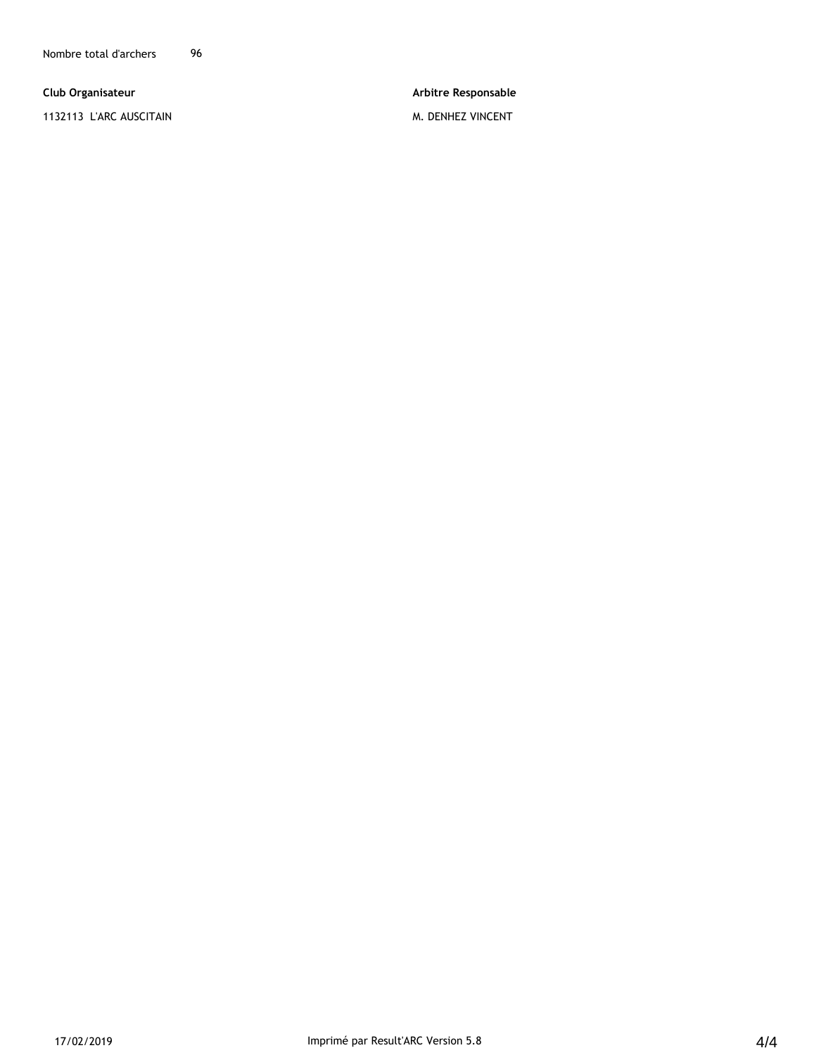Nombre total d'archers 96

**Club Organisateur**

1132113 L'ARC AUSCITAIN

**Arbitre Responsable**

M. DENHEZ VINCENT